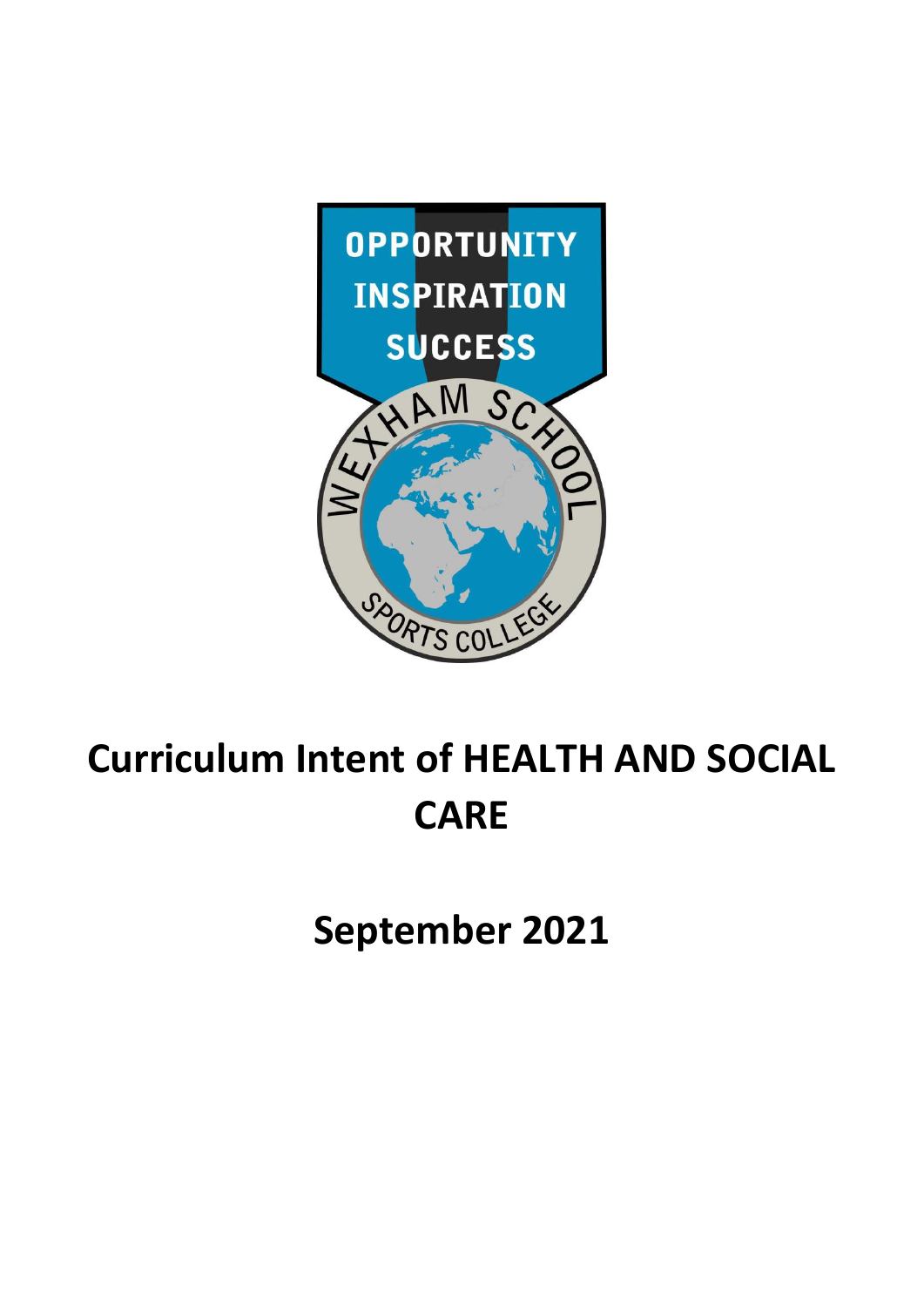OPPORTUNITY
INSPIRATION
SUCCESS

WEXHAM SCHOOL

SPORTS COLLEGE

# Curriculum Intent of HEALTH AND SOCIAL CARE

## September 2021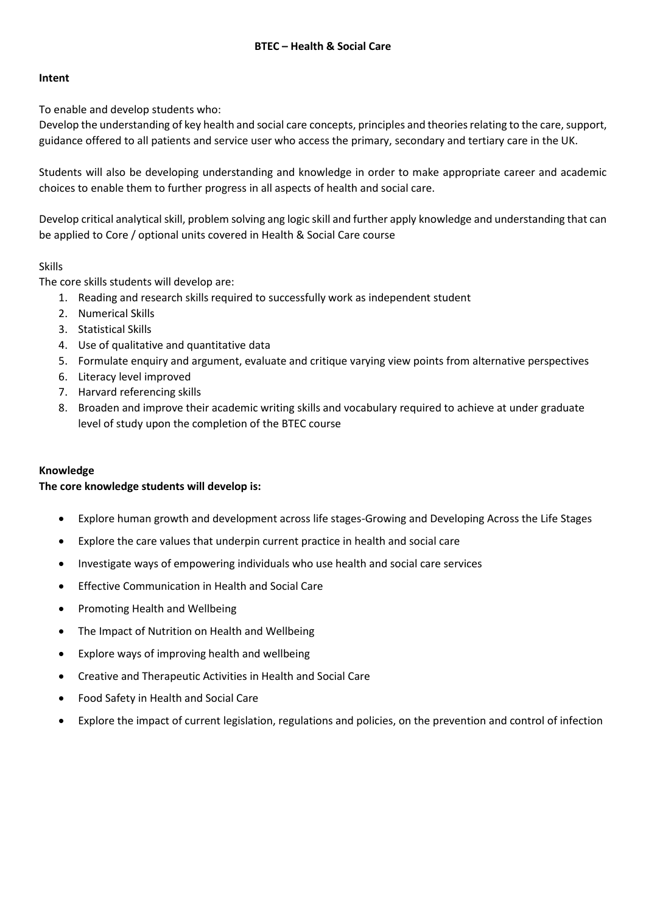# BTEC – Health & Social Care

**Intent**

To enable and develop students who:
Develop the understanding of key health and social care concepts, principles and theories relating to the care, support, guidance offered to all patients and service user who access the primary, secondary and tertiary care in the UK.

Students will also be developing understanding and knowledge in order to make appropriate career and academic choices to enable them to further progress in all aspects of health and social care.

Develop critical analytical skill, problem solving ang logic skill and further apply knowledge and understanding that can be applied to Core / optional units covered in Health & Social Care course

Skills
The core skills students will develop are:

1. Reading and research skills required to successfully work as independent student
2. Numerical Skills
3. Statistical Skills
4. Use of qualitative and quantitative data
5. Formulate enquiry and argument, evaluate and critique varying view points from alternative perspectives
6. Literacy level improved
7. Harvard referencing skills
8. Broaden and improve their academic writing skills and vocabulary required to achieve at under graduate level of study upon the completion of the BTEC course

**Knowledge**

**The core knowledge students will develop is:**

- Explore human growth and development across life stages-Growing and Developing Across the Life Stages
- Explore the care values that underpin current practice in health and social care
- Investigate ways of empowering individuals who use health and social care services
- Effective Communication in Health and Social Care
- Promoting Health and Wellbeing
- The Impact of Nutrition on Health and Wellbeing
- Explore ways of improving health and wellbeing
- Creative and Therapeutic Activities in Health and Social Care
- Food Safety in Health and Social Care
- Explore the impact of current legislation, regulations and policies, on the prevention and control of infection